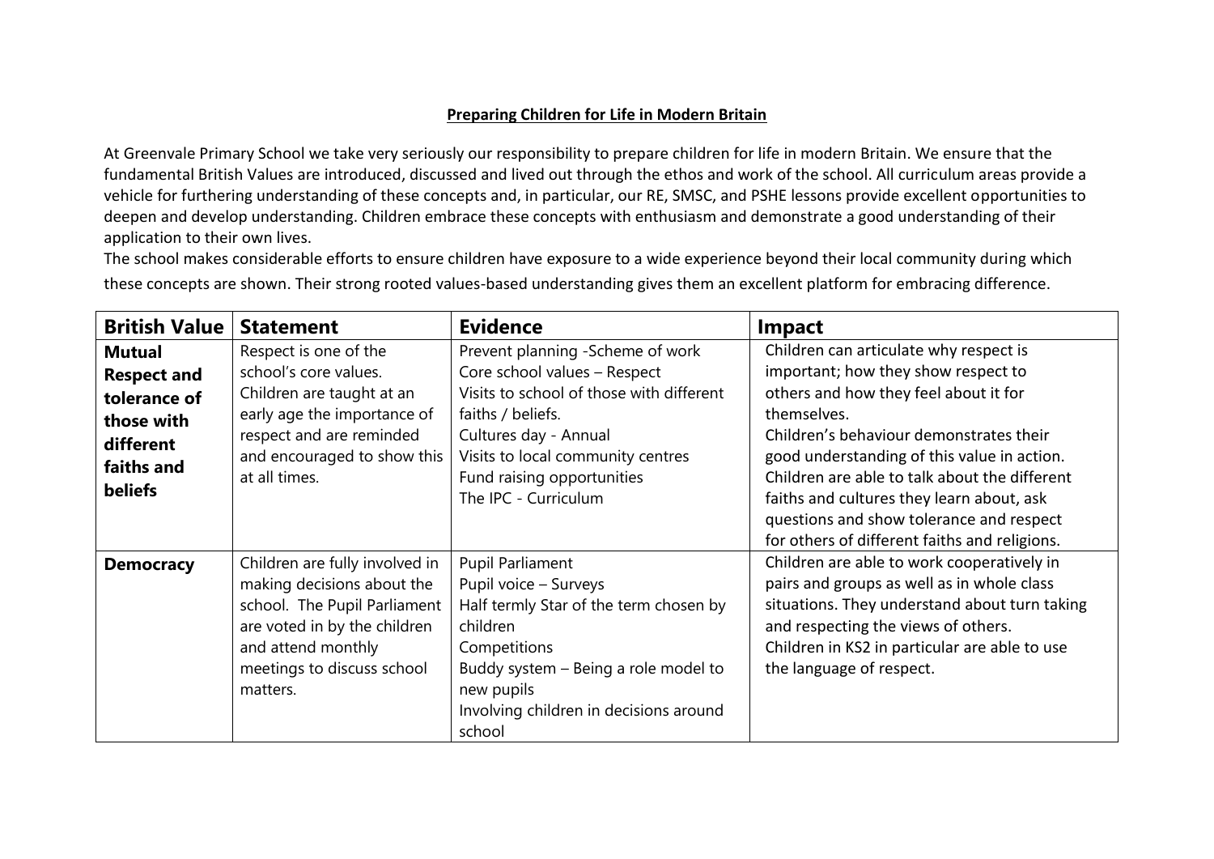## Preparing Children for Life in Modern Britain

At Greenvale Primary School we take very seriously our responsibility to prepare children for life in modern Britain. We ensure that the fundamental British Values are introduced, discussed and lived out through the ethos and work of the school. All curriculum areas provide a vehicle for furthering understanding of these concepts and, in particular, our RE, SMSC, and PSHE lessons provide excellent opportunities to deepen and develop understanding. Children embrace these concepts with enthusiasm and demonstrate a good understanding of their application to their own lives.

The school makes considerable efforts to ensure children have exposure to a wide experience beyond their local community during which these concepts are shown. Their strong rooted values-based understanding gives them an excellent platform for embracing difference.

| British Value | Statement | Evidence | Impact |
|---|---|---|---|
| **Mutual Respect and tolerance of those with different faiths and beliefs** | Respect is one of the school's core values. Children are taught at an early age the importance of respect and are reminded and encouraged to show this at all times. | Prevent planning -Scheme of work<br>Core school values – Respect<br>Visits to school of those with different faiths / beliefs.<br>Cultures day - Annual<br>Visits to local community centres<br>Fund raising opportunities<br>The IPC - Curriculum | Children can articulate why respect is important; how they show respect to others and how they feel about it for themselves.<br>Children's behaviour demonstrates their good understanding of this value in action.<br>Children are able to talk about the different faiths and cultures they learn about, ask questions and show tolerance and respect for others of different faiths and religions. |
| **Democracy** | Children are fully involved in making decisions about the school. The Pupil Parliament are voted in by the children and attend monthly meetings to discuss school matters. | Pupil Parliament<br>Pupil voice – Surveys<br>Half termly Star of the term chosen by children<br>Competitions<br>Buddy system – Being a role model to new pupils<br>Involving children in decisions around school | Children are able to work cooperatively in pairs and groups as well as in whole class situations. They understand about turn taking and respecting the views of others.<br>Children in KS2 in particular are able to use the language of respect. |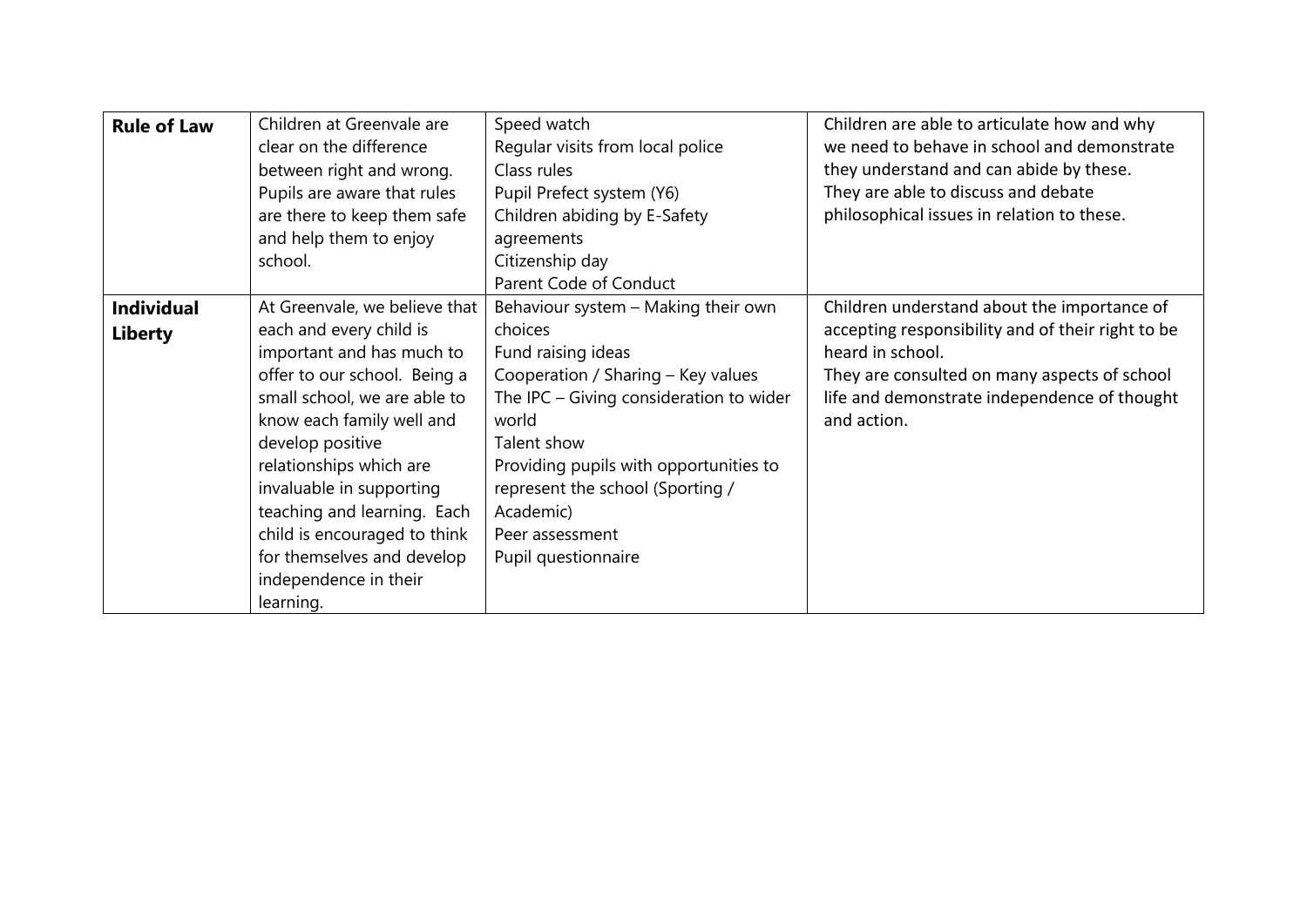| | | | |
|---|---|---|---|
| **Rule of Law** | Children at Greenvale are clear on the difference between right and wrong. Pupils are aware that rules are there to keep them safe and help them to enjoy school. | Speed watch<br>Regular visits from local police<br>Class rules<br>Pupil Prefect system (Y6)<br>Children abiding by E-Safety agreements<br>Citizenship day<br>Parent Code of Conduct | Children are able to articulate how and why we need to behave in school and demonstrate they understand and can abide by these.<br>They are able to discuss and debate philosophical issues in relation to these. |
| **Individual Liberty** | At Greenvale, we believe that each and every child is important and has much to offer to our school. Being a small school, we are able to know each family well and develop positive relationships which are invaluable in supporting teaching and learning. Each child is encouraged to think for themselves and develop independence in their learning. | Behaviour system – Making their own choices<br>Fund raising ideas<br>Cooperation / Sharing – Key values<br>The IPC – Giving consideration to wider world<br>Talent show<br>Providing pupils with opportunities to represent the school (Sporting / Academic)<br>Peer assessment<br>Pupil questionnaire | Children understand about the importance of accepting responsibility and of their right to be heard in school.<br>They are consulted on many aspects of school life and demonstrate independence of thought and action. |